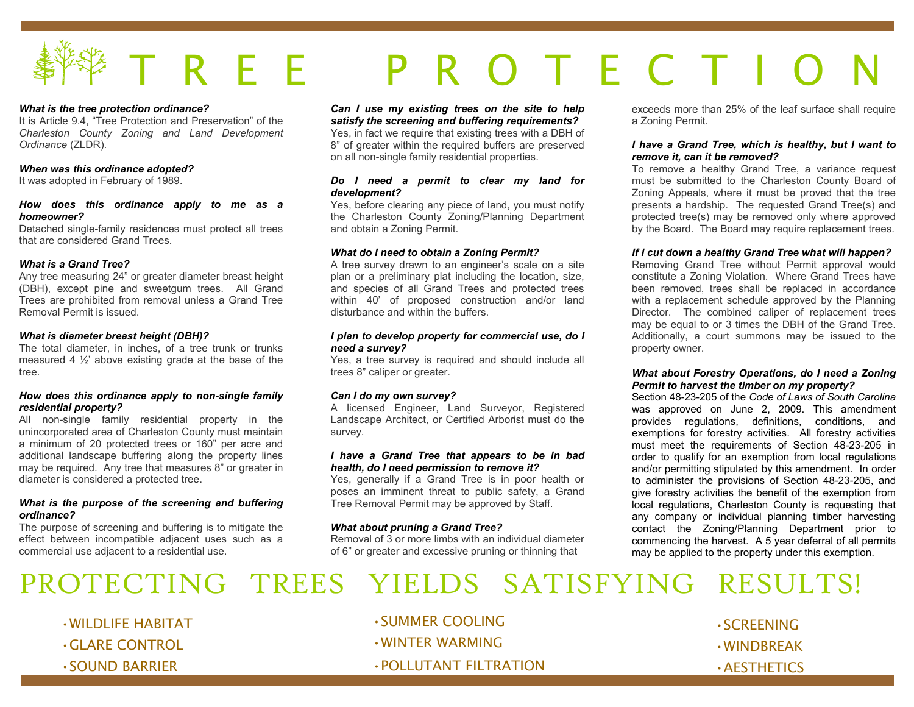# TREE PROTECTION

***What is the tree protection ordinance?***
It is Article 9.4, "Tree Protection and Preservation" of the *Charleston County Zoning and Land Development Ordinance* (ZLDR).

***When was this ordinance adopted?***
It was adopted in February of 1989.

***How does this ordinance apply to me as a homeowner?***
Detached single-family residences must protect all trees that are considered Grand Trees.

***What is a Grand Tree?***
Any tree measuring 24" or greater diameter breast height (DBH), except pine and sweetgum trees. All Grand Trees are prohibited from removal unless a Grand Tree Removal Permit is issued.

***What is diameter breast height (DBH)?***
The total diameter, in inches, of a tree trunk or trunks measured 4 ½' above existing grade at the base of the tree.

***How does this ordinance apply to non-single family residential property?***
All non-single family residential property in the unincorporated area of Charleston County must maintain a minimum of 20 protected trees or 160" per acre and additional landscape buffering along the property lines may be required. Any tree that measures 8" or greater in diameter is considered a protected tree.

***What is the purpose of the screening and buffering ordinance?***
The purpose of screening and buffering is to mitigate the effect between incompatible adjacent uses such as a commercial use adjacent to a residential use.

***Can I use my existing trees on the site to help satisfy the screening and buffering requirements?***
Yes, in fact we require that existing trees with a DBH of 8" of greater within the required buffers are preserved on all non-single family residential properties.

***Do I need a permit to clear my land for development?***
Yes, before clearing any piece of land, you must notify the Charleston County Zoning/Planning Department and obtain a Zoning Permit.

***What do I need to obtain a Zoning Permit?***
A tree survey drawn to an engineer's scale on a site plan or a preliminary plat including the location, size, and species of all Grand Trees and protected trees within 40' of proposed construction and/or land disturbance and within the buffers.

***I plan to develop property for commercial use, do I need a survey?***
Yes, a tree survey is required and should include all trees 8" caliper or greater.

***Can I do my own survey?***
A licensed Engineer, Land Surveyor, Registered Landscape Architect, or Certified Arborist must do the survey.

***I have a Grand Tree that appears to be in bad health, do I need permission to remove it?***
Yes, generally if a Grand Tree is in poor health or poses an imminent threat to public safety, a Grand Tree Removal Permit may be approved by Staff.

***What about pruning a Grand Tree?***
Removal of 3 or more limbs with an individual diameter of 6" or greater and excessive pruning or thinning that exceeds more than 25% of the leaf surface shall require a Zoning Permit.

***I have a Grand Tree, which is healthy, but I want to remove it, can it be removed?***
To remove a healthy Grand Tree, a variance request must be submitted to the Charleston County Board of Zoning Appeals, where it must be proved that the tree presents a hardship. The requested Grand Tree(s) and protected tree(s) may be removed only where approved by the Board. The Board may require replacement trees.

***If I cut down a healthy Grand Tree what will happen?***
Removing Grand Tree without Permit approval would constitute a Zoning Violation. Where Grand Trees have been removed, trees shall be replaced in accordance with a replacement schedule approved by the Planning Director. The combined caliper of replacement trees may be equal to or 3 times the DBH of the Grand Tree. Additionally, a court summons may be issued to the property owner.

***What about Forestry Operations, do I need a Zoning Permit to harvest the timber on my property?***
Section 48-23-205 of the *Code of Laws of South Carolina* was approved on June 2, 2009. This amendment provides regulations, definitions, conditions, and exemptions for forestry activities. All forestry activities must meet the requirements of Section 48-23-205 in order to qualify for an exemption from local regulations and/or permitting stipulated by this amendment. In order to administer the provisions of Section 48-23-205, and give forestry activities the benefit of the exemption from local regulations, Charleston County is requesting that any company or individual planning timber harvesting contact the Zoning/Planning Department prior to commencing the harvest. A 5 year deferral of all permits may be applied to the property under this exemption.

## PROTECTING TREES YIELDS SATISFYING RESULTS!

- WILDLIFE HABITAT
- GLARE CONTROL
- SOUND BARRIER
- SUMMER COOLING
- WINTER WARMING
- POLLUTANT FILTRATION
- SCREENING
- WINDBREAK
- AESTHETICS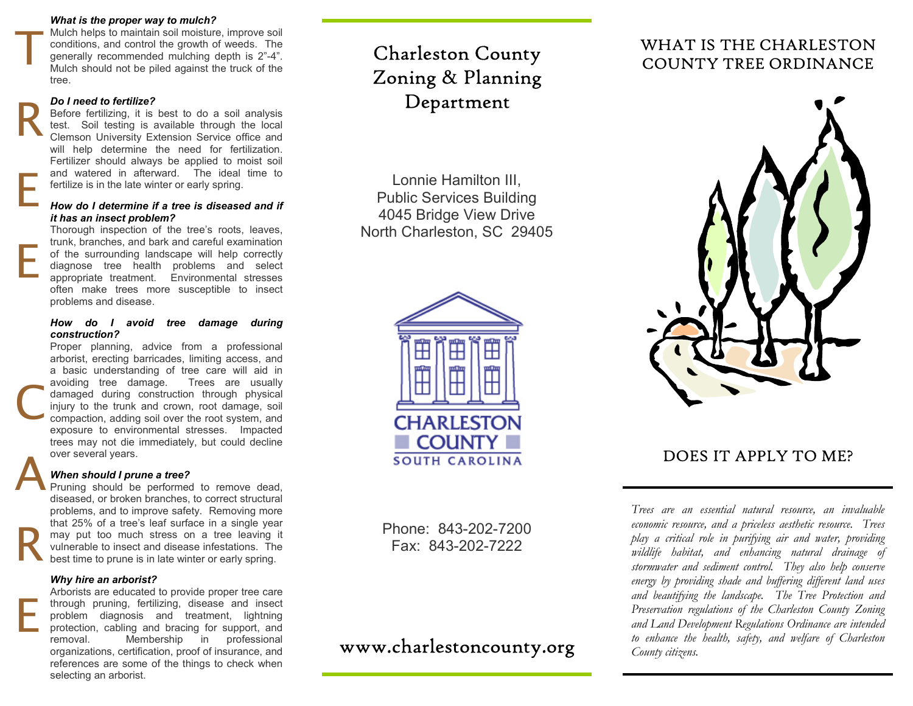T R E E C A R E

***What is the proper way to mulch?***

Mulch helps to maintain soil moisture, improve soil conditions, and control the growth of weeds. The generally recommended mulching depth is 2"-4". Mulch should not be piled against the truck of the tree.

***Do I need to fertilize?***

Before fertilizing, it is best to do a soil analysis test. Soil testing is available through the local Clemson University Extension Service office and will help determine the need for fertilization. Fertilizer should always be applied to moist soil and watered in afterward. The ideal time to fertilize is in the late winter or early spring.

***How do I determine if a tree is diseased and if it has an insect problem?***

Thorough inspection of the tree's roots, leaves, trunk, branches, and bark and careful examination of the surrounding landscape will help correctly diagnose tree health problems and select appropriate treatment. Environmental stresses often make trees more susceptible to insect problems and disease.

***How do I avoid tree damage during construction?***

Proper planning, advice from a professional arborist, erecting barricades, limiting access, and a basic understanding of tree care will aid in avoiding tree damage. Trees are usually damaged during construction through physical injury to the trunk and crown, root damage, soil compaction, adding soil over the root system, and exposure to environmental stresses. Impacted trees may not die immediately, but could decline over several years.

***When should I prune a tree?***

Pruning should be performed to remove dead, diseased, or broken branches, to correct structural problems, and to improve safety. Removing more that 25% of a tree's leaf surface in a single year may put too much stress on a tree leaving it vulnerable to insect and disease infestations. The best time to prune is in late winter or early spring.

***Why hire an arborist?***

Arborists are educated to provide proper tree care through pruning, fertilizing, disease and insect problem diagnosis and treatment, lightning protection, cabling and bracing for support, and removal. Membership in professional organizations, certification, proof of insurance, and references are some of the things to check when selecting an arborist.

# Charleston County Zoning & Planning Department

Lonnie Hamilton III,
Public Services Building
4045 Bridge View Drive
North Charleston, SC 29405

CHARLESTON COUNTY
SOUTH CAROLINA

Phone: 843-202-7200
Fax: 843-202-7222

www.charlestoncounty.org

# WHAT IS THE CHARLESTON COUNTY TREE ORDINANCE

## DOES IT APPLY TO ME?

*Trees are an essential natural resource, an invaluable economic resource, and a priceless aesthetic resource. Trees play a critical role in purifying air and water, providing wildlife habitat, and enhancing natural drainage of stormwater and sediment control. They also help conserve energy by providing shade and buffering different land uses and beautifying the landscape. The Tree Protection and Preservation regulations of the Charleston County Zoning and Land Development Regulations Ordinance are intended to enhance the health, safety, and welfare of Charleston County citizens.*